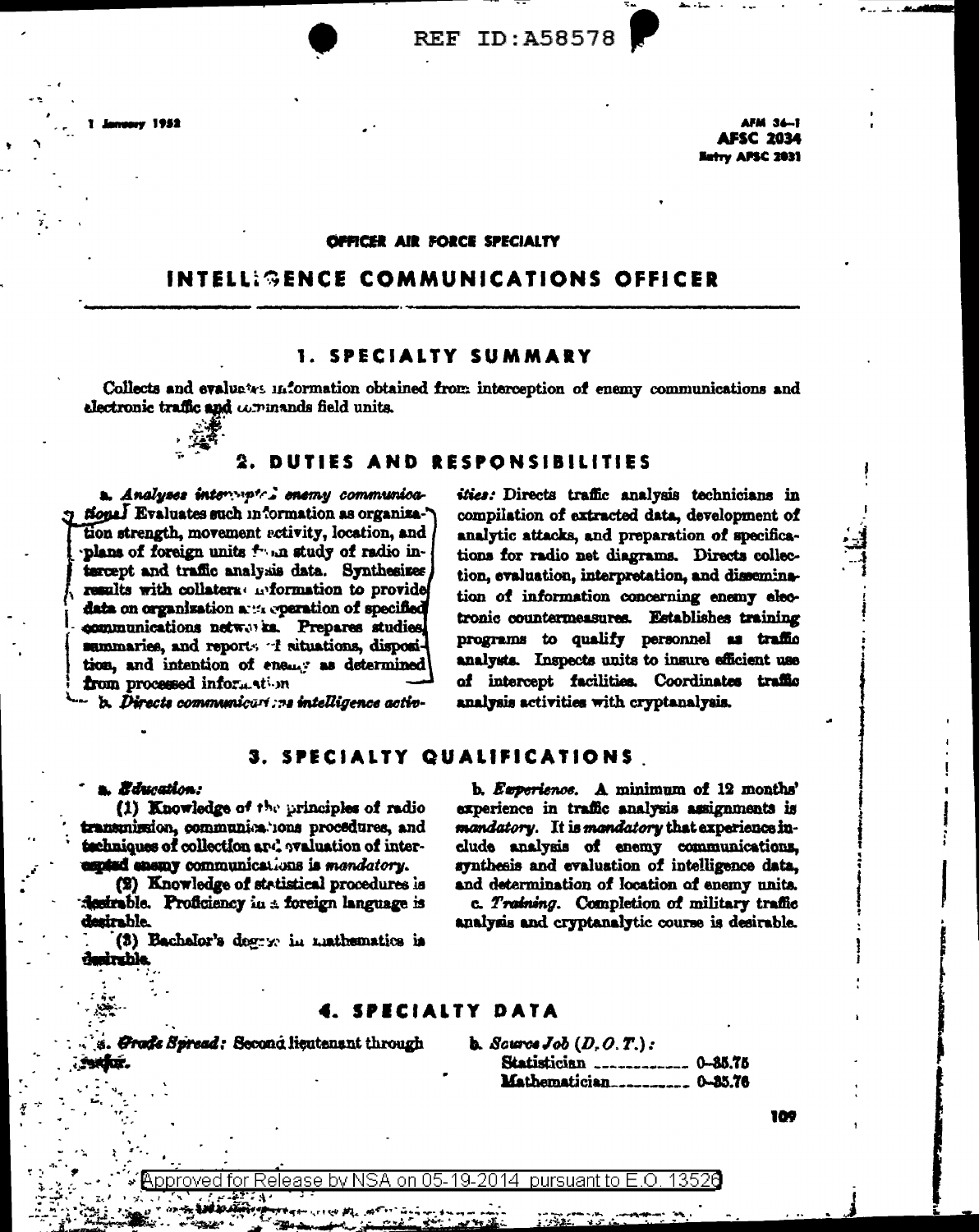REF ID:A58578

1 January 1952

AFM 36–1
AFSC 2034
Entry AFSC 2031

OFFICER AIR FORCE SPECIALTY

# INTELLIGENCE COMMUNICATIONS OFFICER

## 1. SPECIALTY SUMMARY

Collects and evaluates information obtained from interception of enemy communications and electronic traffic and commands field units.

## 2. DUTIES AND RESPONSIBILITIES

a. *Analyzes intercepted enemy communications:* Evaluates such information as organization strength, movement activity, location, and plans of foreign units from study of radio intercept and traffic analysis data. Synthesizes results with collateral information to provide data on organization and operation of specified communications networks. Prepares studies, summaries, and reports of situations, disposition, and intention of enemy as determined from processed information.

b. *Directs communications intelligence activities:* Directs traffic analysis technicians in compilation of extracted data, development of analytic attacks, and preparation of specifications for radio net diagrams. Directs collection, evaluation, interpretation, and dissemination of information concerning enemy electronic countermeasures. Establishes training programs to qualify personnel as traffic analysts. Inspects units to insure efficient use of intercept facilities. Coordinates traffic analysis activities with cryptanalysis.

## 3. SPECIALTY QUALIFICATIONS

a. *Education:*

(1) Knowledge of the principles of radio transmission, communications procedures, and techniques of collection and evaluation of intercepted enemy communications is *mandatory*.

(2) Knowledge of statistical procedures is desirable. Proficiency in a foreign language is desirable.

(3) Bachelor's degree in mathematics is desirable.

b. *Experience.* A minimum of 12 months' experience in traffic analysis assignments is *mandatory*. It is *mandatory* that experience include analysis of enemy communications, synthesis and evaluation of intelligence data, and determination of location of enemy units.

c. *Training.* Completion of military traffic analysis and cryptanalytic course is desirable.

## 4. SPECIALTY DATA

a. *Grade Spread:* Second lieutenant through major.

b. *Source Job (D.O.T.):*

Statistician ............ 0–35.75
Mathematician.......... 0–35.76

Approved for Release by NSA on 05-19-2014 pursuant to E.O. 13526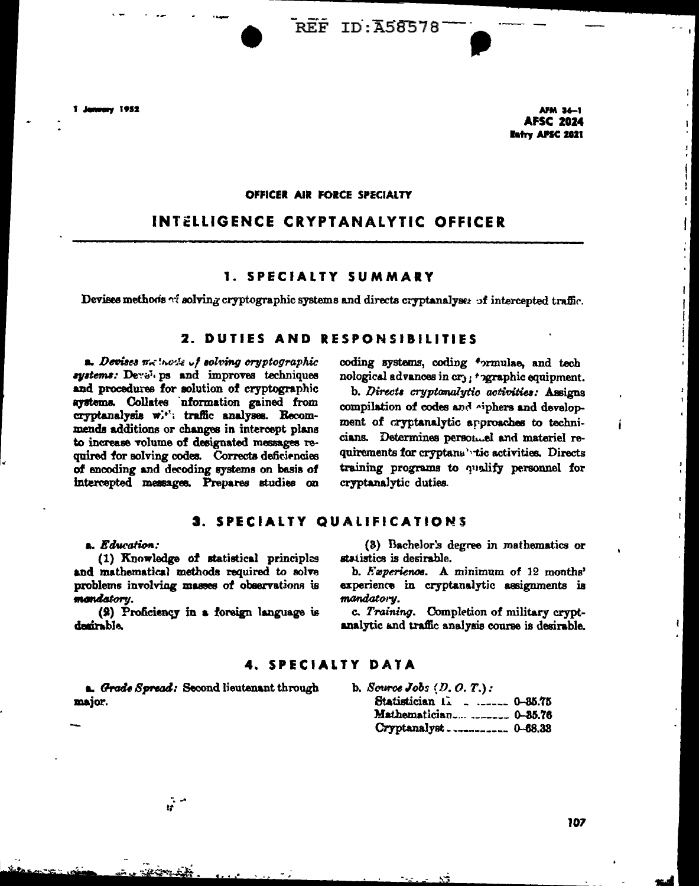1 January 1952

AFM 36–1
**AFSC 2024**
**Entry AFSC 2021**

**OFFICER AIR FORCE SPECIALTY**

# INTELLIGENCE CRYPTANALYTIC OFFICER

## 1. SPECIALTY SUMMARY

Devises methods of solving cryptographic systems and directs cryptanalyses of intercepted traffic.

## 2. DUTIES AND RESPONSIBILITIES

**a.** *Devises methods of solving cryptographic systems:* Develops and improves techniques and procedures for solution of cryptographic systems. Collates information gained from cryptanalysis with traffic analyses. Recommends additions or changes in intercept plans to increase volume of designated messages required for solving codes. Corrects deficiencies of encoding and decoding systems on basis of intercepted messages. Prepares studies on coding systems, coding formulae, and technological advances in cryptographic equipment.

b. *Directs cryptanalytic activities:* Assigns compilation of codes and ciphers and development of cryptanalytic approaches to technicians. Determines personnel and materiel requirements for cryptanalytic activities. Directs training programs to qualify personnel for cryptanalytic duties.

## 3. SPECIALTY QUALIFICATIONS

a. *Education:*

(1) Knowledge of statistical principles and mathematical methods required to solve problems involving masses of observations is *mandatory*.

(2) Proficiency in a foreign language is desirable.

(3) Bachelor's degree in mathematics or statistics is desirable.

b. *Experience.* A minimum of 12 months' experience in cryptanalytic assignments is *mandatory*.

c. *Training.* Completion of military cryptanalytic and traffic analysis course is desirable.

## 4. SPECIALTY DATA

a. *Grade Spread:* Second lieutenant through major.

b. *Source Jobs (D. O. T.):*

| | |
|---|---|
| Statistician II | 0–35.75 |
| Mathematician | 0–35.76 |
| Cryptanalyst | 0–68.33 |